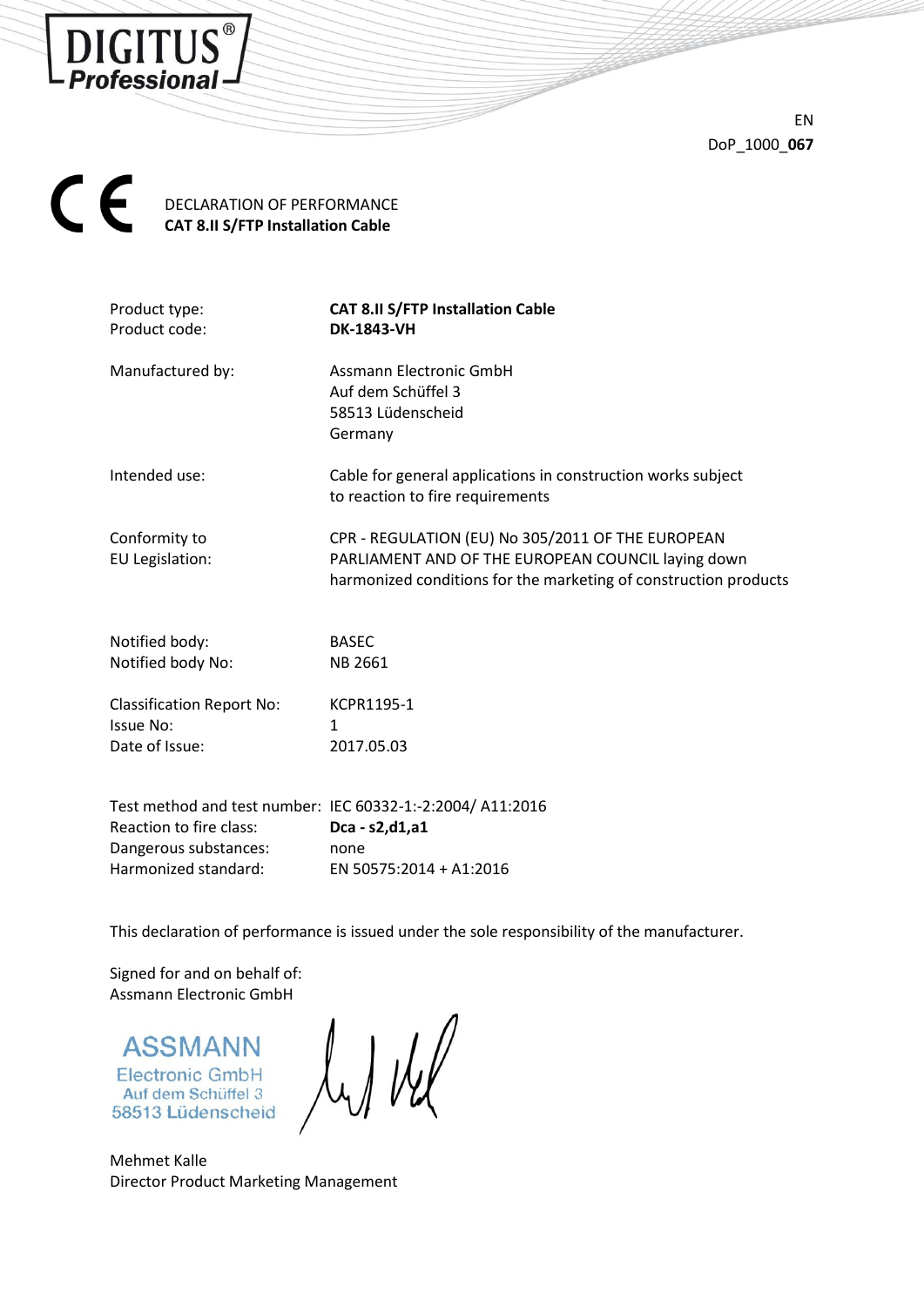DIGITUS® Professional

EN
DoP_1000_**067**

CE

DECLARATION OF PERFORMANCE
**CAT 8.II S/FTP Installation Cable**

| | |
|---|---|
| Product type: | **CAT 8.II S/FTP Installation Cable** |
| Product code: | **DK-1843-VH** |
| Manufactured by: | Assmann Electronic GmbH<br>Auf dem Schüffel 3<br>58513 Lüdenscheid<br>Germany |
| Intended use: | Cable for general applications in construction works subject to reaction to fire requirements |
| Conformity to EU Legislation: | CPR - REGULATION (EU) No 305/2011 OF THE EUROPEAN PARLIAMENT AND OF THE EUROPEAN COUNCIL laying down harmonized conditions for the marketing of construction products |
| Notified body: | BASEC |
| Notified body No: | NB 2661 |
| Classification Report No: | KCPR1195-1 |
| Issue No: | 1 |
| Date of Issue: | 2017.05.03 |
| Test method and test number: | IEC 60332-1:-2:2004/ A11:2016 |
| Reaction to fire class: | **Dca - s2,d1,a1** |
| Dangerous substances: | none |
| Harmonized standard: | EN 50575:2014 + A1:2016 |

This declaration of performance is issued under the sole responsibility of the manufacturer.

Signed for and on behalf of:
Assmann Electronic GmbH

ASSMANN
Electronic GmbH
Auf dem Schüffel 3
58513 Lüdenscheid

Mehmet Kalle
Director Product Marketing Management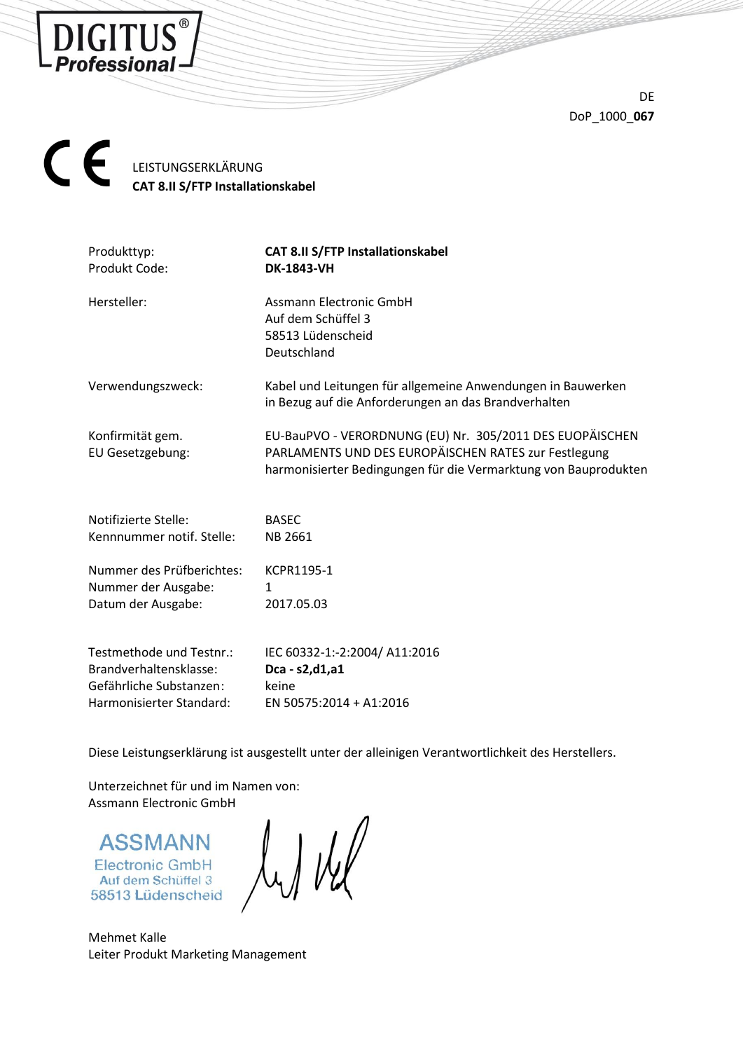DE
DoP_1000_**067**

# LEISTUNGSERKLÄRUNG
**CAT 8.II S/FTP Installationskabel**

| | |
|---|---|
| Produkttyp: | **CAT 8.II S/FTP Installationskabel** |
| Produkt Code: | **DK-1843-VH** |
| Hersteller: | Assmann Electronic GmbH<br>Auf dem Schüffel 3<br>58513 Lüdenscheid<br>Deutschland |
| Verwendungszweck: | Kabel und Leitungen für allgemeine Anwendungen in Bauwerken in Bezug auf die Anforderungen an das Brandverhalten |
| Konfirmität gem. EU Gesetzgebung: | EU-BauPVO - VERORDNUNG (EU) Nr. 305/2011 DES EUOPÄISCHEN PARLAMENTS UND DES EUROPÄISCHEN RATES zur Festlegung harmonisierter Bedingungen für die Vermarktung von Bauprodukten |
| Notifizierte Stelle: | BASEC |
| Kennnummer notif. Stelle: | NB 2661 |
| Nummer des Prüfberichtes: | KCPR1195-1 |
| Nummer der Ausgabe: | 1 |
| Datum der Ausgabe: | 2017.05.03 |
| Testmethode und Testnr.: | IEC 60332-1:-2:2004/ A11:2016 |
| Brandverhaltensklasse: | **Dca - s2,d1,a1** |
| Gefährliche Substanzen: | keine |
| Harmonisierter Standard: | EN 50575:2014 + A1:2016 |

Diese Leistungserklärung ist ausgestellt unter der alleinigen Verantwortlichkeit des Herstellers.

Unterzeichnet für und im Namen von:
Assmann Electronic GmbH

ASSMANN
Electronic GmbH
Auf dem Schüffel 3
58513 Lüdenscheid

Mehmet Kalle
Leiter Produkt Marketing Management